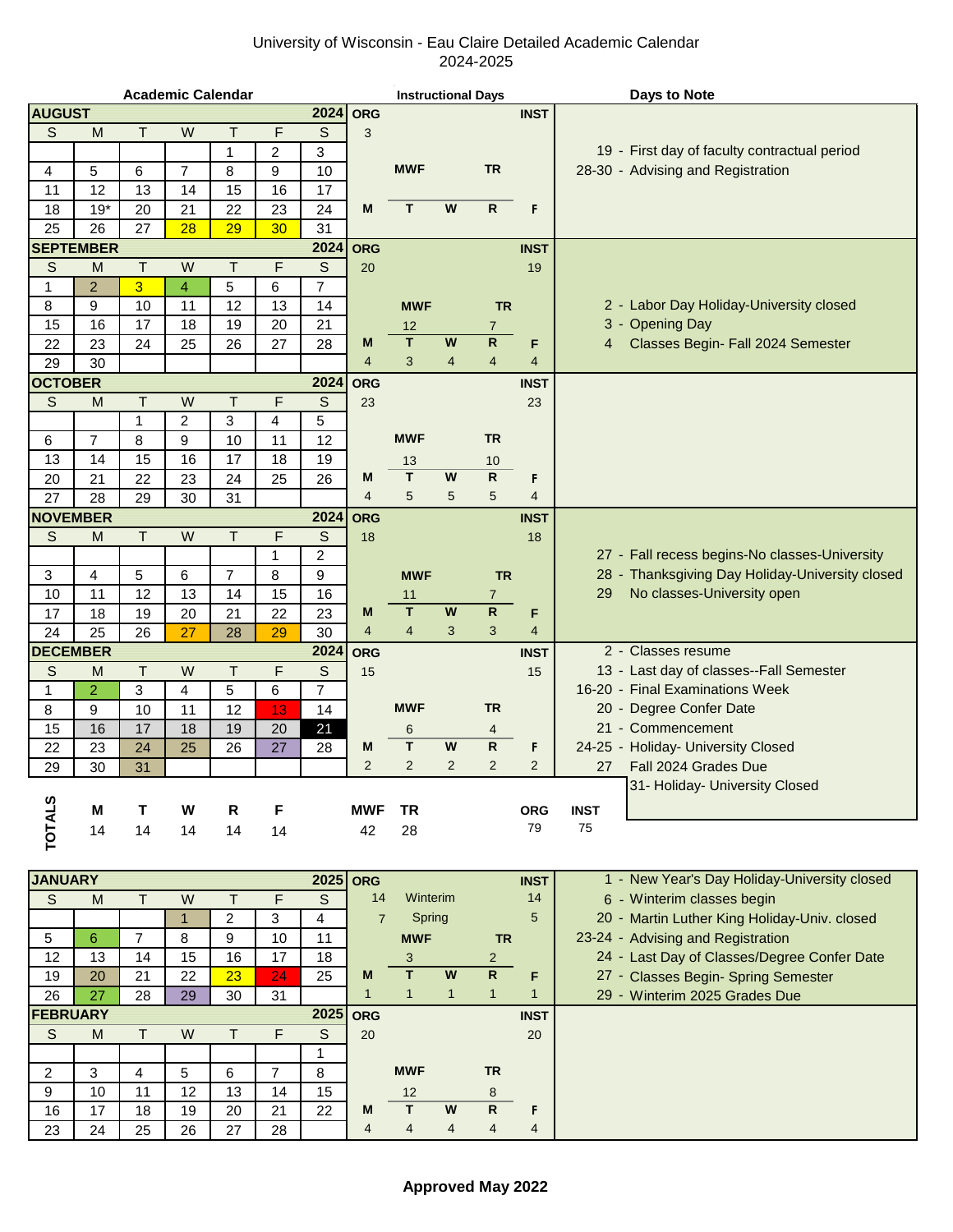# University of Wisconsin - Eau Claire Detailed Academic Calendar
## 2024-2025

### AUGUST 2024

| S | M | T | W | T | F | S |
|---|---|---|---|---|---|---|
| | | | | 1 | 2 | 3 |
| 4 | 5 | 6 | 7 | 8 | 9 | 10 |
| 11 | 12 | 13 | 14 | 15 | 16 | 17 |
| 18 | 19* | 20 | 21 | 22 | 23 | 24 |
| 25 | 26 | 27 | 28 | 29 | 30 | 31 |

**Instructional Days:** ORG 3 | INST — | MWF — | TR —

**Days to Note:**
- 19 - First day of faculty contractual period
- 28-30 - Advising and Registration

### SEPTEMBER 2024

| S | M | T | W | T | F | S |
|---|---|---|---|---|---|---|
| 1 | 2 | 3 | 4 | 5 | 6 | 7 |
| 8 | 9 | 10 | 11 | 12 | 13 | 14 |
| 15 | 16 | 17 | 18 | 19 | 20 | 21 |
| 22 | 23 | 24 | 25 | 26 | 27 | 28 |
| 29 | 30 | | | | | |

**Instructional Days:** ORG 20 | INST 19 | MWF 12 | TR 7

| M | T | W | R | F |
|---|---|---|---|---|
| 4 | 3 | 4 | 4 | 4 |

**Days to Note:**
- 2 - Labor Day Holiday-University closed
- 3 - Opening Day
- 4 Classes Begin- Fall 2024 Semester

### OCTOBER 2024

| S | M | T | W | T | F | S |
|---|---|---|---|---|---|---|
| | | 1 | 2 | 3 | 4 | 5 |
| 6 | 7 | 8 | 9 | 10 | 11 | 12 |
| 13 | 14 | 15 | 16 | 17 | 18 | 19 |
| 20 | 21 | 22 | 23 | 24 | 25 | 26 |
| 27 | 28 | 29 | 30 | 31 | | |

**Instructional Days:** ORG 23 | INST 23 | MWF 13 | TR 10

| M | T | W | R | F |
|---|---|---|---|---|
| 4 | 5 | 5 | 5 | 4 |

### NOVEMBER 2024

| S | M | T | W | T | F | S |
|---|---|---|---|---|---|---|
| | | | | | 1 | 2 |
| 3 | 4 | 5 | 6 | 7 | 8 | 9 |
| 10 | 11 | 12 | 13 | 14 | 15 | 16 |
| 17 | 18 | 19 | 20 | 21 | 22 | 23 |
| 24 | 25 | 26 | 27 | 28 | 29 | 30 |

**Instructional Days:** ORG 18 | INST 18 | MWF 11 | TR 7

| M | T | W | R | F |
|---|---|---|---|---|
| 4 | 4 | 3 | 3 | 4 |

**Days to Note:**
- 27 - Fall recess begins-No classes-University
- 28 - Thanksgiving Day Holiday-University closed
- 29 No classes-University open

### DECEMBER 2024

| S | M | T | W | T | F | S |
|---|---|---|---|---|---|---|
| 1 | 2 | 3 | 4 | 5 | 6 | 7 |
| 8 | 9 | 10 | 11 | 12 | 13 | 14 |
| 15 | 16 | 17 | 18 | 19 | 20 | 21 |
| 22 | 23 | 24 | 25 | 26 | 27 | 28 |
| 29 | 30 | 31 | | | | |

**Instructional Days:** ORG 15 | INST 15 | MWF 6 | TR 4

| M | T | W | R | F |
|---|---|---|---|---|
| 2 | 2 | 2 | 2 | 2 |

**Days to Note:**
- 2 - Classes resume
- 13 - Last day of classes--Fall Semester
- 16-20 - Final Examinations Week
- 20 - Degree Confer Date
- 21 - Commencement
- 24-25 - Holiday- University Closed
- 27 Fall 2024 Grades Due
- 31- Holiday- University Closed

### TOTALS

| M | T | W | R | F | MWF | TR | ORG | INST |
|---|---|---|---|---|---|---|---|---|
| 14 | 14 | 14 | 14 | 14 | 42 | 28 | 79 | 75 |

### JANUARY 2025

| S | M | T | W | T | F | S |
|---|---|---|---|---|---|---|
| | | | 1 | 2 | 3 | 4 |
| 5 | 6 | 7 | 8 | 9 | 10 | 11 |
| 12 | 13 | 14 | 15 | 16 | 17 | 18 |
| 19 | 20 | 21 | 22 | 23 | 24 | 25 |
| 26 | 27 | 28 | 29 | 30 | 31 | |

**Instructional Days:**

| ORG | | INST |
|---|---|---|
| 14 | Winterim | 14 |
| 7 | Spring | 5 |

MWF 3 | TR 2

| M | T | W | R | F |
|---|---|---|---|---|
| 1 | 1 | 1 | 1 | 1 |

**Days to Note:**
- 1 - New Year's Day Holiday-University closed
- 6 - Winterim classes begin
- 20 - Martin Luther King Holiday-Univ. closed
- 23-24 - Advising and Registration
- 24 - Last Day of Classes/Degree Confer Date
- 27 - Classes Begin- Spring Semester
- 29 - Winterim 2025 Grades Due

### FEBRUARY 2025

| S | M | T | W | T | F | S |
|---|---|---|---|---|---|---|
| | | | | | | 1 |
| 2 | 3 | 4 | 5 | 6 | 7 | 8 |
| 9 | 10 | 11 | 12 | 13 | 14 | 15 |
| 16 | 17 | 18 | 19 | 20 | 21 | 22 |
| 23 | 24 | 25 | 26 | 27 | 28 | |

**Instructional Days:** ORG 20 | INST 20 | MWF 12 | TR 8

| M | T | W | R | F |
|---|---|---|---|---|
| 4 | 4 | 4 | 4 | 4 |

**Approved May 2022**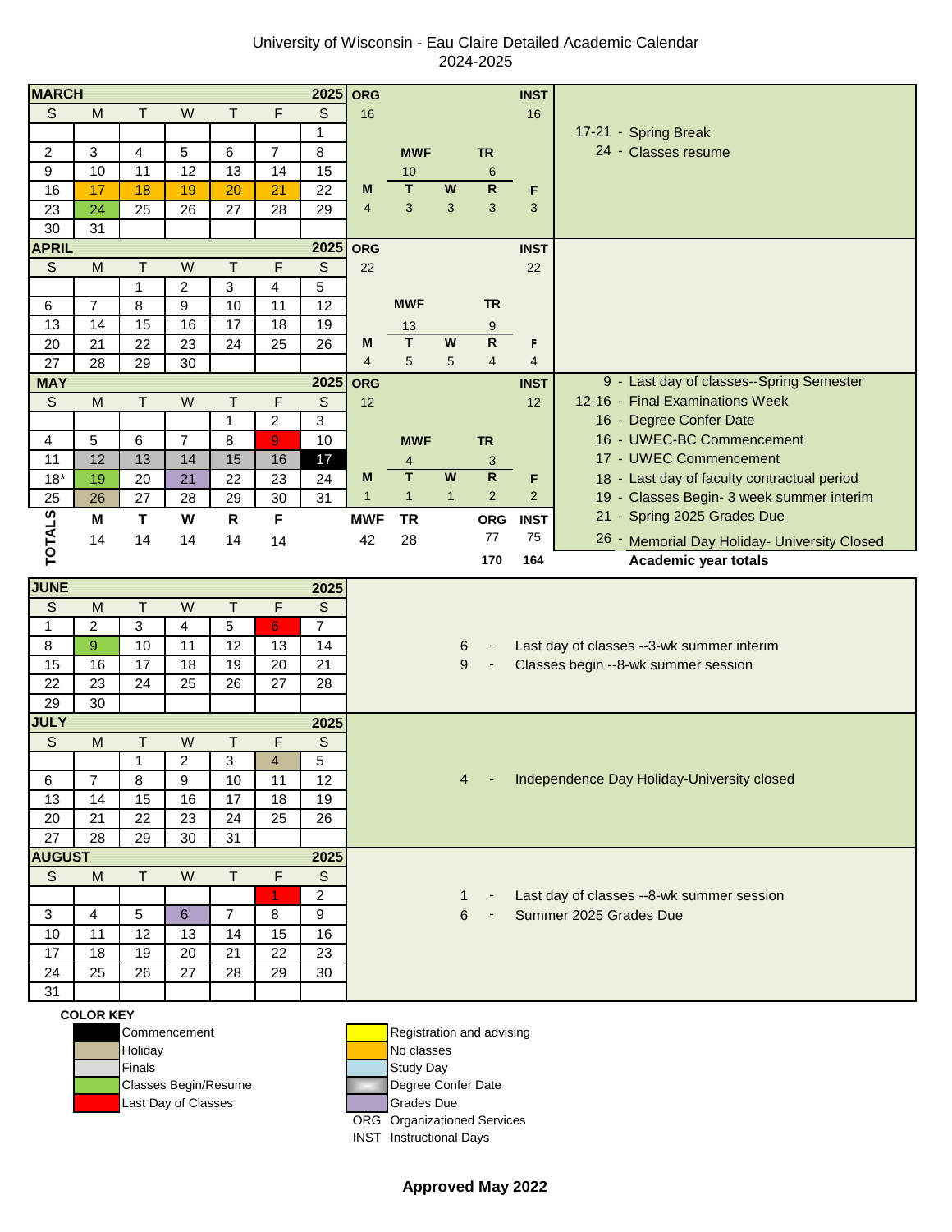# University of Wisconsin - Eau Claire Detailed Academic Calendar
## 2024-2025

### MARCH 2025

| S | M | T | W | T | F | S |
|---|---|---|---|---|---|---|
| | | | | | | 1 |
| 2 | 3 | 4 | 5 | 6 | 7 | 8 |
| 9 | 10 | 11 | 12 | 13 | 14 | 15 |
| 16 | 17 | 18 | 19 | 20 | 21 | 22 |
| 23 | 24 | 25 | 26 | 27 | 28 | 29 |
| 30 | 31 | | | | | |

ORG 16 — INST 16

| MWF | TR |
|---|---|
| 10 | 6 |

| M | T | W | R | F |
|---|---|---|---|---|
| 4 | 3 | 3 | 3 | 3 |

- 17-21 - Spring Break
- 24 - Classes resume

### APRIL 2025

| S | M | T | W | T | F | S |
|---|---|---|---|---|---|---|
| | | 1 | 2 | 3 | 4 | 5 |
| 6 | 7 | 8 | 9 | 10 | 11 | 12 |
| 13 | 14 | 15 | 16 | 17 | 18 | 19 |
| 20 | 21 | 22 | 23 | 24 | 25 | 26 |
| 27 | 28 | 29 | 30 | | | |

ORG 22 — INST 22

| MWF | TR |
|---|---|
| 13 | 9 |

| M | T | W | R | F |
|---|---|---|---|---|
| 4 | 5 | 5 | 4 | 4 |

### MAY 2025

| S | M | T | W | T | F | S |
|---|---|---|---|---|---|---|
| | | | | 1 | 2 | 3 |
| 4 | 5 | 6 | 7 | 8 | 9 | 10 |
| 11 | 12 | 13 | 14 | 15 | 16 | 17 |
| 18* | 19 | 20 | 21 | 22 | 23 | 24 |
| 25 | 26 | 27 | 28 | 29 | 30 | 31 |

ORG 12 — INST 12

| MWF | TR |
|---|---|
| 4 | 3 |

| M | T | W | R | F |
|---|---|---|---|---|
| 1 | 1 | 1 | 2 | 2 |

- 9 - Last day of classes--Spring Semester
- 12-16 - Final Examinations Week
- 16 - Degree Confer Date
- 16 - UWEC-BC Commencement
- 17 - UWEC Commencement
- 18 - Last day of faculty contractual period
- 19 - Classes Begin- 3 week summer interim
- 21 - Spring 2025 Grades Due
- 26 - Memorial Day Holiday- University Closed

### TOTALS

| M | T | W | R | F | MWF | TR | ORG | INST |
|---|---|---|---|---|---|---|---|---|
| 14 | 14 | 14 | 14 | 14 | 42 | 28 | 77 | 75 |
| | | | | | | | 170 | 164 |

**Academic year totals**

### JUNE 2025

| S | M | T | W | T | F | S |
|---|---|---|---|---|---|---|
| 1 | 2 | 3 | 4 | 5 | 6 | 7 |
| 8 | 9 | 10 | 11 | 12 | 13 | 14 |
| 15 | 16 | 17 | 18 | 19 | 20 | 21 |
| 22 | 23 | 24 | 25 | 26 | 27 | 28 |
| 29 | 30 | | | | | |

- 6 - Last day of classes --3-wk summer interim
- 9 - Classes begin --8-wk summer session

### JULY 2025

| S | M | T | W | T | F | S |
|---|---|---|---|---|---|---|
| | | 1 | 2 | 3 | 4 | 5 |
| 6 | 7 | 8 | 9 | 10 | 11 | 12 |
| 13 | 14 | 15 | 16 | 17 | 18 | 19 |
| 20 | 21 | 22 | 23 | 24 | 25 | 26 |
| 27 | 28 | 29 | 30 | 31 | | |

- 4 - Independence Day Holiday-University closed

### AUGUST 2025

| S | M | T | W | T | F | S |
|---|---|---|---|---|---|---|
| | | | | | 1 | 2 |
| 3 | 4 | 5 | 6 | 7 | 8 | 9 |
| 10 | 11 | 12 | 13 | 14 | 15 | 16 |
| 17 | 18 | 19 | 20 | 21 | 22 | 23 |
| 24 | 25 | 26 | 27 | 28 | 29 | 30 |
| 31 | | | | | | |

- 1 - Last day of classes --8-wk summer session
- 6 - Summer 2025 Grades Due

### COLOR KEY

- Commencement
- Holiday
- Finals
- Classes Begin/Resume
- Last Day of Classes
- Registration and advising
- No classes
- Study Day
- Degree Confer Date
- Grades Due
- ORG Organizationed Services
- INST Instructional Days

**Approved May 2022**